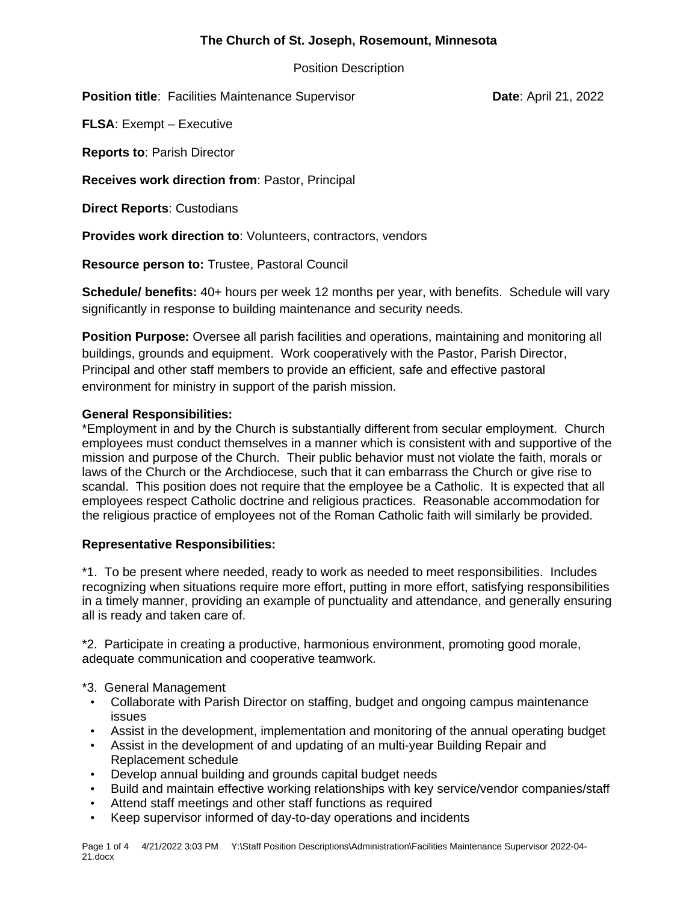# The Church of St. Joseph, Rosemount, Minnesota

Position Description

**Position title**: Facilities Maintenance Supervisor **Date**: April 21, 2022

**FLSA**: Exempt – Executive

**Reports to**: Parish Director

**Receives work direction from**: Pastor, Principal

**Direct Reports**: Custodians

**Provides work direction to**: Volunteers, contractors, vendors

**Resource person to:** Trustee, Pastoral Council

**Schedule/ benefits:** 40+ hours per week 12 months per year, with benefits. Schedule will vary significantly in response to building maintenance and security needs.

**Position Purpose:** Oversee all parish facilities and operations, maintaining and monitoring all buildings, grounds and equipment. Work cooperatively with the Pastor, Parish Director, Principal and other staff members to provide an efficient, safe and effective pastoral environment for ministry in support of the parish mission.

**General Responsibilities:**

*Employment in and by the Church is substantially different from secular employment. Church employees must conduct themselves in a manner which is consistent with and supportive of the mission and purpose of the Church. Their public behavior must not violate the faith, morals or laws of the Church or the Archdiocese, such that it can embarrass the Church or give rise to scandal. This position does not require that the employee be a Catholic. It is expected that all employees respect Catholic doctrine and religious practices. Reasonable accommodation for the religious practice of employees not of the Roman Catholic faith will similarly be provided.

**Representative Responsibilities:**

*1. To be present where needed, ready to work as needed to meet responsibilities. Includes recognizing when situations require more effort, putting in more effort, satisfying responsibilities in a timely manner, providing an example of punctuality and attendance, and generally ensuring all is ready and taken care of.

*2. Participate in creating a productive, harmonious environment, promoting good morale, adequate communication and cooperative teamwork.

*3. General Management

- Collaborate with Parish Director on staffing, budget and ongoing campus maintenance issues
- Assist in the development, implementation and monitoring of the annual operating budget
- Assist in the development of and updating of an multi-year Building Repair and Replacement schedule
- Develop annual building and grounds capital budget needs
- Build and maintain effective working relationships with key service/vendor companies/staff
- Attend staff meetings and other staff functions as required
- Keep supervisor informed of day-to-day operations and incidents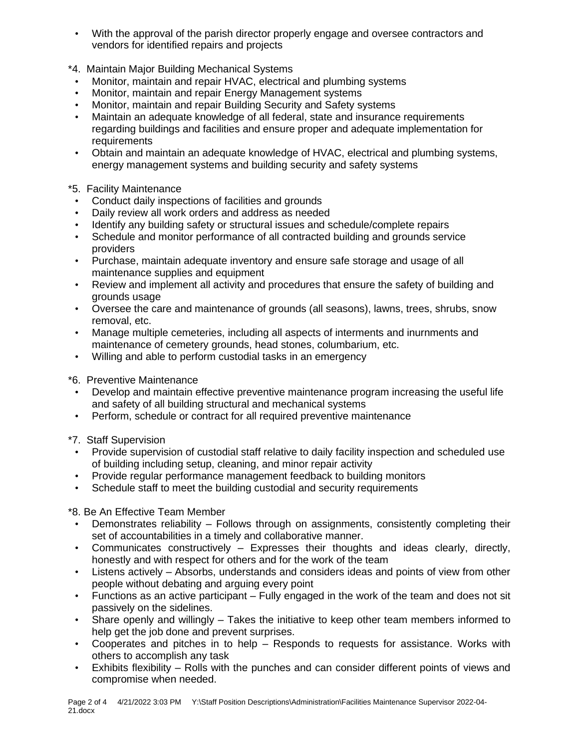- With the approval of the parish director properly engage and oversee contractors and vendors for identified repairs and projects

*4. Maintain Major Building Mechanical Systems

- Monitor, maintain and repair HVAC, electrical and plumbing systems
- Monitor, maintain and repair Energy Management systems
- Monitor, maintain and repair Building Security and Safety systems
- Maintain an adequate knowledge of all federal, state and insurance requirements regarding buildings and facilities and ensure proper and adequate implementation for requirements
- Obtain and maintain an adequate knowledge of HVAC, electrical and plumbing systems, energy management systems and building security and safety systems

*5. Facility Maintenance

- Conduct daily inspections of facilities and grounds
- Daily review all work orders and address as needed
- Identify any building safety or structural issues and schedule/complete repairs
- Schedule and monitor performance of all contracted building and grounds service providers
- Purchase, maintain adequate inventory and ensure safe storage and usage of all maintenance supplies and equipment
- Review and implement all activity and procedures that ensure the safety of building and grounds usage
- Oversee the care and maintenance of grounds (all seasons), lawns, trees, shrubs, snow removal, etc.
- Manage multiple cemeteries, including all aspects of interments and inurnments and maintenance of cemetery grounds, head stones, columbarium, etc.
- Willing and able to perform custodial tasks in an emergency

*6. Preventive Maintenance

- Develop and maintain effective preventive maintenance program increasing the useful life and safety of all building structural and mechanical systems
- Perform, schedule or contract for all required preventive maintenance

*7. Staff Supervision

- Provide supervision of custodial staff relative to daily facility inspection and scheduled use of building including setup, cleaning, and minor repair activity
- Provide regular performance management feedback to building monitors
- Schedule staff to meet the building custodial and security requirements

*8. Be An Effective Team Member

- Demonstrates reliability – Follows through on assignments, consistently completing their set of accountabilities in a timely and collaborative manner.
- Communicates constructively – Expresses their thoughts and ideas clearly, directly, honestly and with respect for others and for the work of the team
- Listens actively – Absorbs, understands and considers ideas and points of view from other people without debating and arguing every point
- Functions as an active participant – Fully engaged in the work of the team and does not sit passively on the sidelines.
- Share openly and willingly – Takes the initiative to keep other team members informed to help get the job done and prevent surprises.
- Cooperates and pitches in to help – Responds to requests for assistance. Works with others to accomplish any task
- Exhibits flexibility – Rolls with the punches and can consider different points of views and compromise when needed.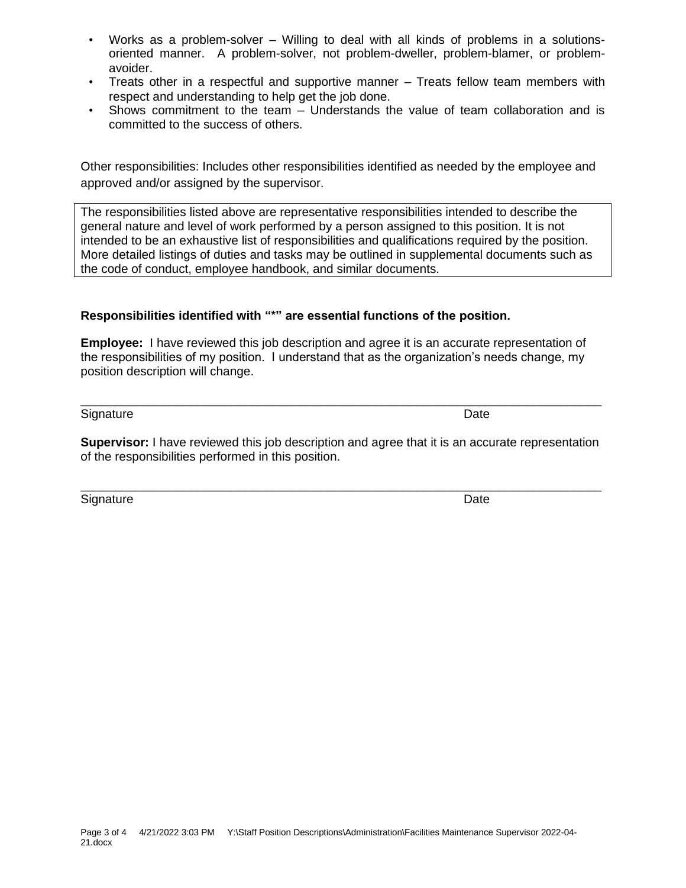- Works as a problem-solver – Willing to deal with all kinds of problems in a solutions-oriented manner. A problem-solver, not problem-dweller, problem-blamer, or problem-avoider.
- Treats other in a respectful and supportive manner – Treats fellow team members with respect and understanding to help get the job done.
- Shows commitment to the team – Understands the value of team collaboration and is committed to the success of others.

Other responsibilities: Includes other responsibilities identified as needed by the employee and approved and/or assigned by the supervisor.

| The responsibilities listed above are representative responsibilities intended to describe the general nature and level of work performed by a person assigned to this position. It is not intended to be an exhaustive list of responsibilities and qualifications required by the position. More detailed listings of duties and tasks may be outlined in supplemental documents such as the code of conduct, employee handbook, and similar documents. |
|---|

**Responsibilities identified with "*" are essential functions of the position.**

**Employee:** I have reviewed this job description and agree it is an accurate representation of the responsibilities of my position. I understand that as the organization's needs change, my position description will change.

_______________________________________________________________________________

Signature Date

**Supervisor:** I have reviewed this job description and agree that it is an accurate representation of the responsibilities performed in this position.

_______________________________________________________________________________

Signature Date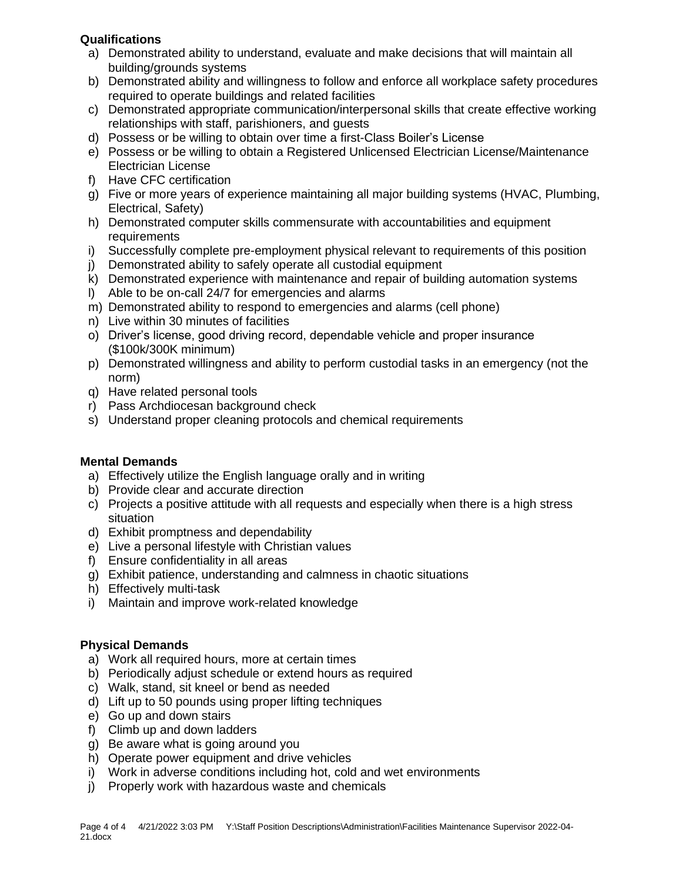**Qualifications**

a) Demonstrated ability to understand, evaluate and make decisions that will maintain all building/grounds systems
b) Demonstrated ability and willingness to follow and enforce all workplace safety procedures required to operate buildings and related facilities
c) Demonstrated appropriate communication/interpersonal skills that create effective working relationships with staff, parishioners, and guests
d) Possess or be willing to obtain over time a first-Class Boiler's License
e) Possess or be willing to obtain a Registered Unlicensed Electrician License/Maintenance Electrician License
f) Have CFC certification
g) Five or more years of experience maintaining all major building systems (HVAC, Plumbing, Electrical, Safety)
h) Demonstrated computer skills commensurate with accountabilities and equipment requirements
i) Successfully complete pre-employment physical relevant to requirements of this position
j) Demonstrated ability to safely operate all custodial equipment
k) Demonstrated experience with maintenance and repair of building automation systems
l) Able to be on-call 24/7 for emergencies and alarms
m) Demonstrated ability to respond to emergencies and alarms (cell phone)
n) Live within 30 minutes of facilities
o) Driver's license, good driving record, dependable vehicle and proper insurance ($100k/300K minimum)
p) Demonstrated willingness and ability to perform custodial tasks in an emergency (not the norm)
q) Have related personal tools
r) Pass Archdiocesan background check
s) Understand proper cleaning protocols and chemical requirements

**Mental Demands**

a) Effectively utilize the English language orally and in writing
b) Provide clear and accurate direction
c) Projects a positive attitude with all requests and especially when there is a high stress situation
d) Exhibit promptness and dependability
e) Live a personal lifestyle with Christian values
f) Ensure confidentiality in all areas
g) Exhibit patience, understanding and calmness in chaotic situations
h) Effectively multi-task
i) Maintain and improve work-related knowledge

**Physical Demands**

a) Work all required hours, more at certain times
b) Periodically adjust schedule or extend hours as required
c) Walk, stand, sit kneel or bend as needed
d) Lift up to 50 pounds using proper lifting techniques
e) Go up and down stairs
f) Climb up and down ladders
g) Be aware what is going around you
h) Operate power equipment and drive vehicles
i) Work in adverse conditions including hot, cold and wet environments
j) Properly work with hazardous waste and chemicals